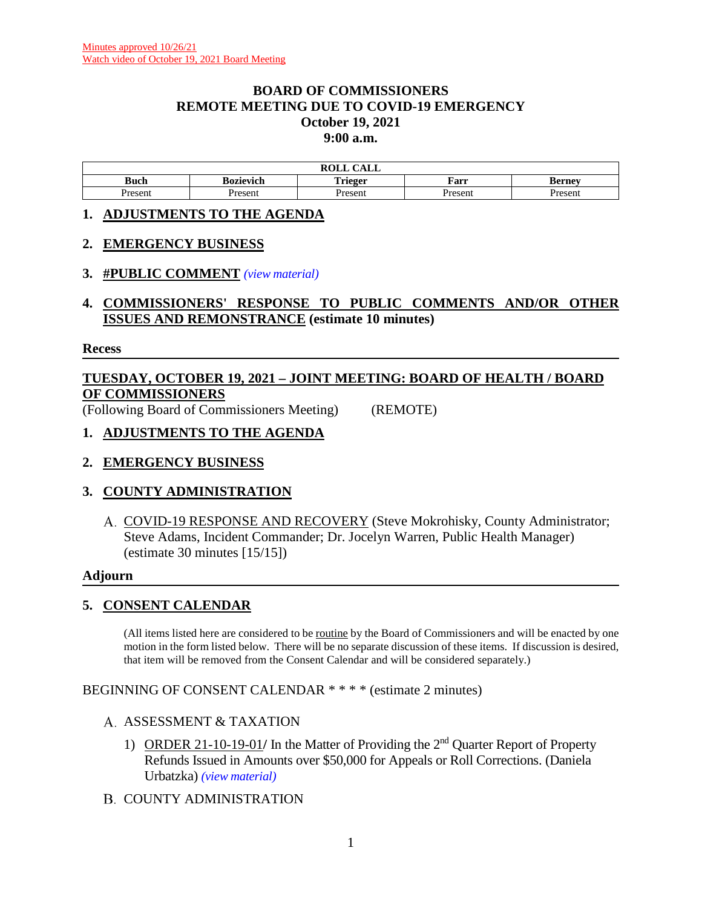Minutes approved 10/26/21
Watch video of October 19, 2021 Board Meeting

# BOARD OF COMMISSIONERS
# REMOTE MEETING DUE TO COVID-19 EMERGENCY
# October 19, 2021
# 9:00 a.m.

| ROLL CALL | | | | |
|---|---|---|---|---|
| **Buch** | **Bozievich** | **Trieger** | **Farr** | **Berney** |
| Present | Present | Present | Present | Present |

## 1. ADJUSTMENTS TO THE AGENDA

## 2. EMERGENCY BUSINESS

## 3. #PUBLIC COMMENT *(view material)*

## 4. COMMISSIONERS' RESPONSE TO PUBLIC COMMENTS AND/OR OTHER ISSUES AND REMONSTRANCE (estimate 10 minutes)

**Recess**

---

## TUESDAY, OCTOBER 19, 2021 – JOINT MEETING: BOARD OF HEALTH / BOARD OF COMMISSIONERS

(Following Board of Commissioners Meeting) (REMOTE)

## 1. ADJUSTMENTS TO THE AGENDA

## 2. EMERGENCY BUSINESS

## 3. COUNTY ADMINISTRATION

A. COVID-19 RESPONSE AND RECOVERY (Steve Mokrohisky, County Administrator; Steve Adams, Incident Commander; Dr. Jocelyn Warren, Public Health Manager) (estimate 30 minutes [15/15])

**Adjourn**

---

## 5. CONSENT CALENDAR

(All items listed here are considered to be routine by the Board of Commissioners and will be enacted by one motion in the form listed below. There will be no separate discussion of these items. If discussion is desired, that item will be removed from the Consent Calendar and will be considered separately.)

BEGINNING OF CONSENT CALENDAR * * * * (estimate 2 minutes)

A. ASSESSMENT & TAXATION

1) ORDER 21-10-19-01/ In the Matter of Providing the 2nd Quarter Report of Property Refunds Issued in Amounts over $50,000 for Appeals or Roll Corrections. (Daniela Urbatzka) *(view material)*

B. COUNTY ADMINISTRATION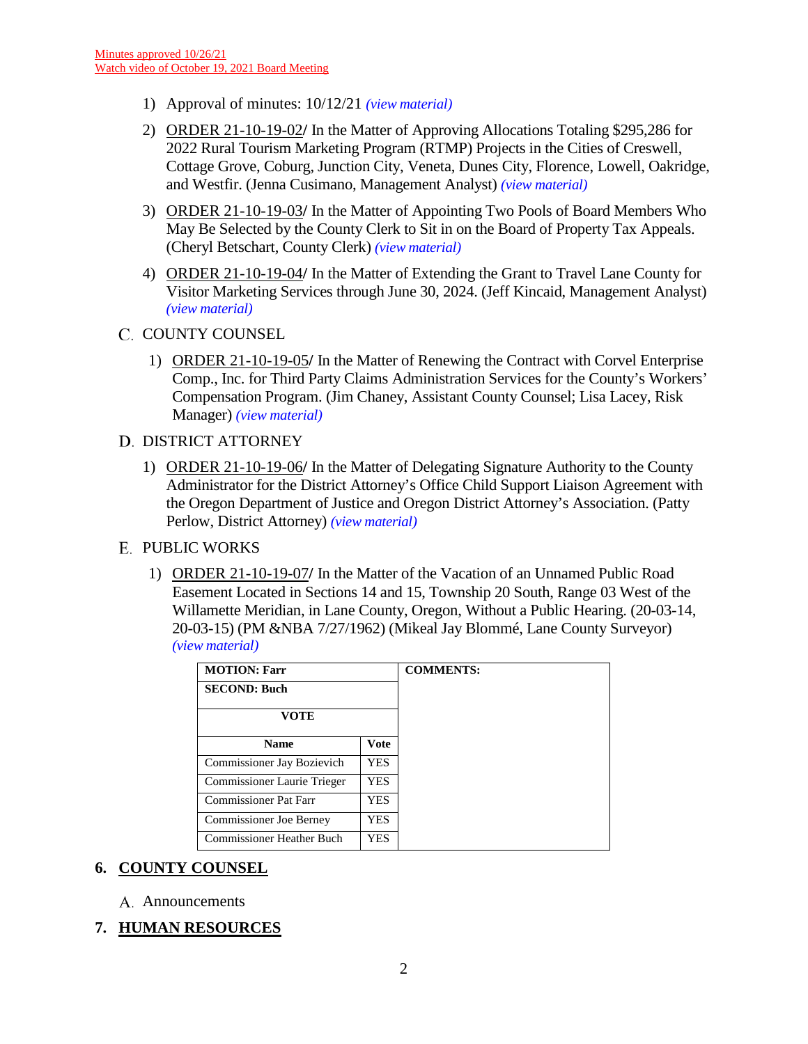Minutes approved 10/26/21
Watch video of October 19, 2021 Board Meeting

1) Approval of minutes: 10/12/21 *(view material)*

2) ORDER 21-10-19-02**/** In the Matter of Approving Allocations Totaling $295,286 for 2022 Rural Tourism Marketing Program (RTMP) Projects in the Cities of Creswell, Cottage Grove, Coburg, Junction City, Veneta, Dunes City, Florence, Lowell, Oakridge, and Westfir. (Jenna Cusimano, Management Analyst) *(view material)*

3) ORDER 21-10-19-03**/** In the Matter of Appointing Two Pools of Board Members Who May Be Selected by the County Clerk to Sit in on the Board of Property Tax Appeals. (Cheryl Betschart, County Clerk) *(view material)*

4) ORDER 21-10-19-04**/** In the Matter of Extending the Grant to Travel Lane County for Visitor Marketing Services through June 30, 2024. (Jeff Kincaid, Management Analyst) *(view material)*

C. COUNTY COUNSEL

1) ORDER 21-10-19-05**/** In the Matter of Renewing the Contract with Corvel Enterprise Comp., Inc. for Third Party Claims Administration Services for the County's Workers' Compensation Program. (Jim Chaney, Assistant County Counsel; Lisa Lacey, Risk Manager) *(view material)*

D. DISTRICT ATTORNEY

1) ORDER 21-10-19-06**/** In the Matter of Delegating Signature Authority to the County Administrator for the District Attorney's Office Child Support Liaison Agreement with the Oregon Department of Justice and Oregon District Attorney's Association. (Patty Perlow, District Attorney) *(view material)*

E. PUBLIC WORKS

1) ORDER 21-10-19-07**/** In the Matter of the Vacation of an Unnamed Public Road Easement Located in Sections 14 and 15, Township 20 South, Range 03 West of the Willamette Meridian, in Lane County, Oregon, Without a Public Hearing. (20-03-14, 20-03-15) (PM &NBA 7/27/1962) (Mikeal Jay Blommé, Lane County Surveyor) *(view material)*

| **MOTION: Farr** | | **COMMENTS:** |
|---|---|---|
| **SECOND: Buch** | | |
| **VOTE** | | |
| **Name** | **Vote** | |
| Commissioner Jay Bozievich | YES | |
| Commissioner Laurie Trieger | YES | |
| Commissioner Pat Farr | YES | |
| Commissioner Joe Berney | YES | |
| Commissioner Heather Buch | YES | |

## 6. COUNTY COUNSEL

A. Announcements

## 7. HUMAN RESOURCES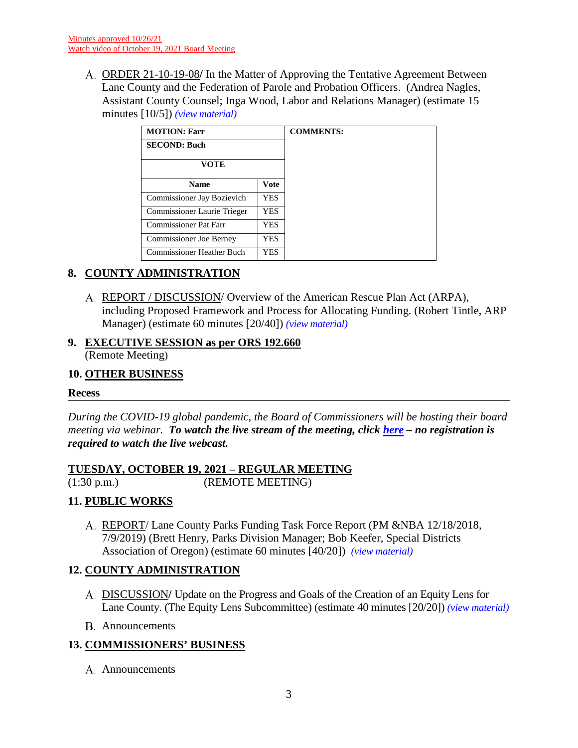Minutes approved 10/26/21
Watch video of October 19, 2021 Board Meeting

A. ORDER 21-10-19-08**/** In the Matter of Approving the Tentative Agreement Between Lane County and the Federation of Parole and Probation Officers. (Andrea Nagles, Assistant County Counsel; Inga Wood, Labor and Relations Manager) (estimate 15 minutes [10/5]) *(view material)*

| **MOTION: Farr** | | **COMMENTS:** |
|---|---|---|
| **SECOND: Buch** | | |
| **VOTE** | | |
| **Name** | **Vote** | |
| Commissioner Jay Bozievich | YES | |
| Commissioner Laurie Trieger | YES | |
| Commissioner Pat Farr | YES | |
| Commissioner Joe Berney | YES | |
| Commissioner Heather Buch | YES | |

## 8. COUNTY ADMINISTRATION

A. REPORT / DISCUSSION/ Overview of the American Rescue Plan Act (ARPA), including Proposed Framework and Process for Allocating Funding. (Robert Tintle, ARP Manager) (estimate 60 minutes [20/40]) *(view material)*

## 9. EXECUTIVE SESSION as per ORS 192.660

(Remote Meeting)

## 10. OTHER BUSINESS

**Recess**

---

*During the COVID-19 global pandemic, the Board of Commissioners will be hosting their board meeting via webinar.* ***To watch the live stream of the meeting, click here – no registration is required to watch the live webcast.***

**TUESDAY, OCTOBER 19, 2021 – REGULAR MEETING**

(1:30 p.m.) (REMOTE MEETING)

## 11. PUBLIC WORKS

A. REPORT/ Lane County Parks Funding Task Force Report (PM &NBA 12/18/2018, 7/9/2019) (Brett Henry, Parks Division Manager; Bob Keefer, Special Districts Association of Oregon) (estimate 60 minutes [40/20]) *(view material)*

## 12. COUNTY ADMINISTRATION

A. DISCUSSION**/** Update on the Progress and Goals of the Creation of an Equity Lens for Lane County. (The Equity Lens Subcommittee) (estimate 40 minutes [20/20]) *(view material)*

B. Announcements

## 13. COMMISSIONERS' BUSINESS

A. Announcements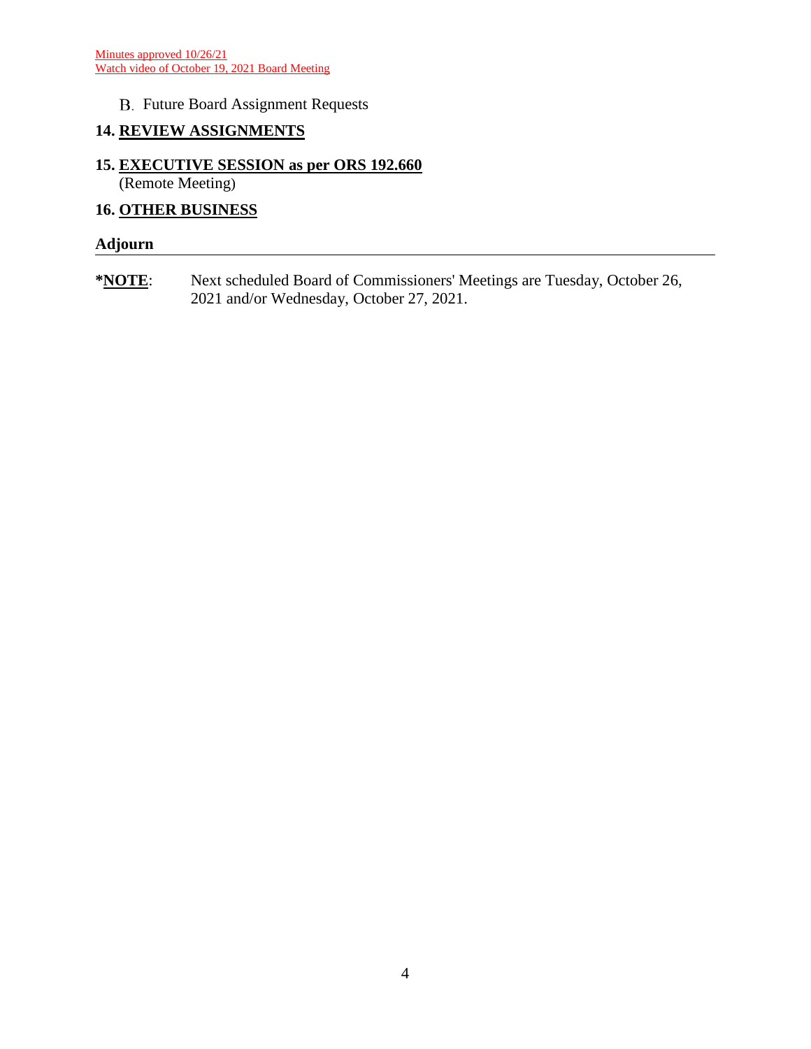Minutes approved 10/26/21
Watch video of October 19, 2021 Board Meeting

B. Future Board Assignment Requests

## 14. REVIEW ASSIGNMENTS

## 15. EXECUTIVE SESSION as per ORS 192.660
(Remote Meeting)

## 16. OTHER BUSINESS

## Adjourn

---

***NOTE**: Next scheduled Board of Commissioners' Meetings are Tuesday, October 26, 2021 and/or Wednesday, October 27, 2021.